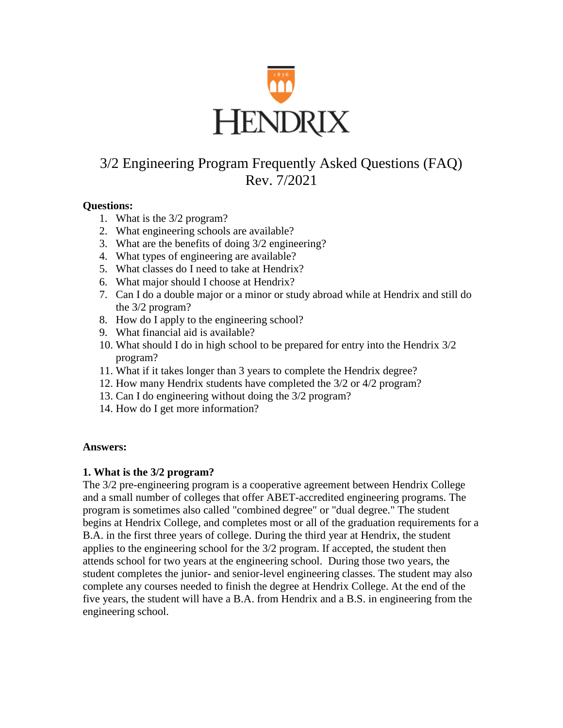# HENDRIX

# 3/2 Engineering Program Frequently Asked Questions (FAQ)
Rev. 7/2021

**Questions:**

1. What is the 3/2 program?
2. What engineering schools are available?
3. What are the benefits of doing 3/2 engineering?
4. What types of engineering are available?
5. What classes do I need to take at Hendrix?
6. What major should I choose at Hendrix?
7. Can I do a double major or a minor or study abroad while at Hendrix and still do the 3/2 program?
8. How do I apply to the engineering school?
9. What financial aid is available?
10. What should I do in high school to be prepared for entry into the Hendrix 3/2 program?
11. What if it takes longer than 3 years to complete the Hendrix degree?
12. How many Hendrix students have completed the 3/2 or 4/2 program?
13. Can I do engineering without doing the 3/2 program?
14. How do I get more information?

**Answers:**

**1. What is the 3/2 program?**

The 3/2 pre-engineering program is a cooperative agreement between Hendrix College and a small number of colleges that offer ABET-accredited engineering programs. The program is sometimes also called "combined degree" or "dual degree." The student begins at Hendrix College, and completes most or all of the graduation requirements for a B.A. in the first three years of college. During the third year at Hendrix, the student applies to the engineering school for the 3/2 program. If accepted, the student then attends school for two years at the engineering school. During those two years, the student completes the junior- and senior-level engineering classes. The student may also complete any courses needed to finish the degree at Hendrix College. At the end of the five years, the student will have a B.A. from Hendrix and a B.S. in engineering from the engineering school.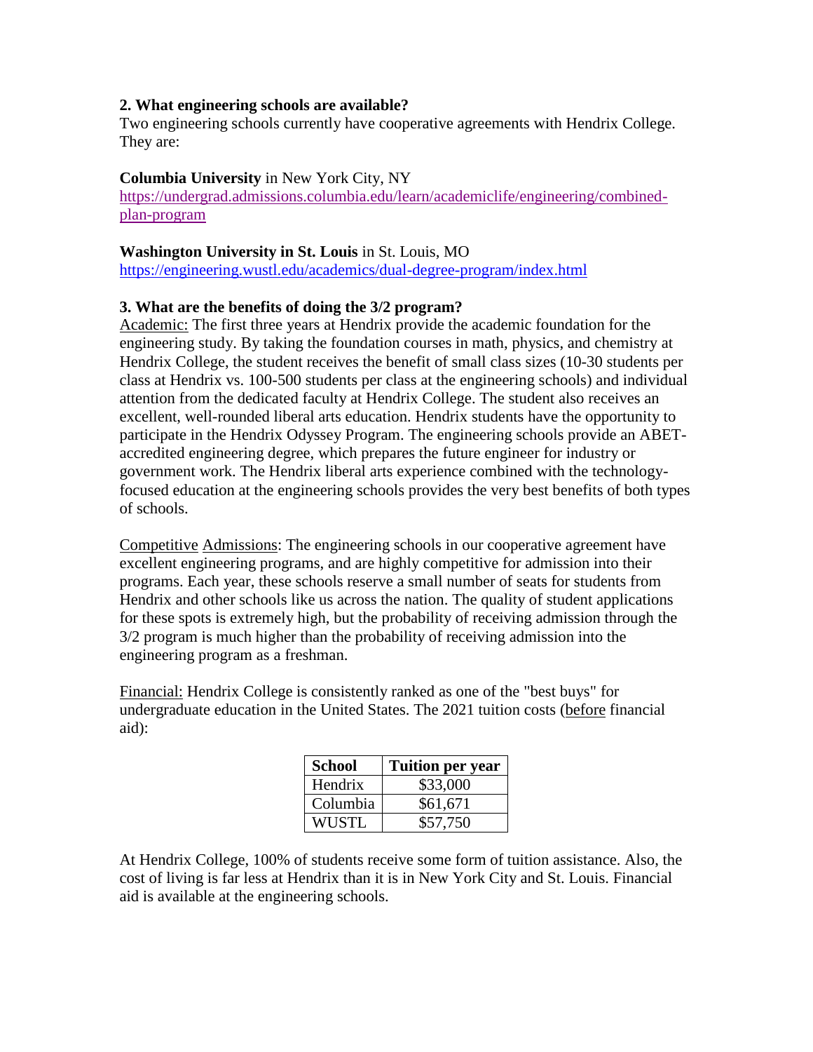**2. What engineering schools are available?**

Two engineering schools currently have cooperative agreements with Hendrix College. They are:

**Columbia University** in New York City, NY
https://undergrad.admissions.columbia.edu/learn/academiclife/engineering/combined-plan-program

**Washington University in St. Louis** in St. Louis, MO
https://engineering.wustl.edu/academics/dual-degree-program/index.html

**3. What are the benefits of doing the 3/2 program?**

Academic: The first three years at Hendrix provide the academic foundation for the engineering study. By taking the foundation courses in math, physics, and chemistry at Hendrix College, the student receives the benefit of small class sizes (10-30 students per class at Hendrix vs. 100-500 students per class at the engineering schools) and individual attention from the dedicated faculty at Hendrix College. The student also receives an excellent, well-rounded liberal arts education. Hendrix students have the opportunity to participate in the Hendrix Odyssey Program. The engineering schools provide an ABET-accredited engineering degree, which prepares the future engineer for industry or government work. The Hendrix liberal arts experience combined with the technology-focused education at the engineering schools provides the very best benefits of both types of schools.

Competitive Admissions: The engineering schools in our cooperative agreement have excellent engineering programs, and are highly competitive for admission into their programs. Each year, these schools reserve a small number of seats for students from Hendrix and other schools like us across the nation. The quality of student applications for these spots is extremely high, but the probability of receiving admission through the 3/2 program is much higher than the probability of receiving admission into the engineering program as a freshman.

Financial: Hendrix College is consistently ranked as one of the "best buys" for undergraduate education in the United States. The 2021 tuition costs (before financial aid):

| School | Tuition per year |
|---|---|
| Hendrix | $33,000 |
| Columbia | $61,671 |
| WUSTL | $57,750 |

At Hendrix College, 100% of students receive some form of tuition assistance. Also, the cost of living is far less at Hendrix than it is in New York City and St. Louis. Financial aid is available at the engineering schools.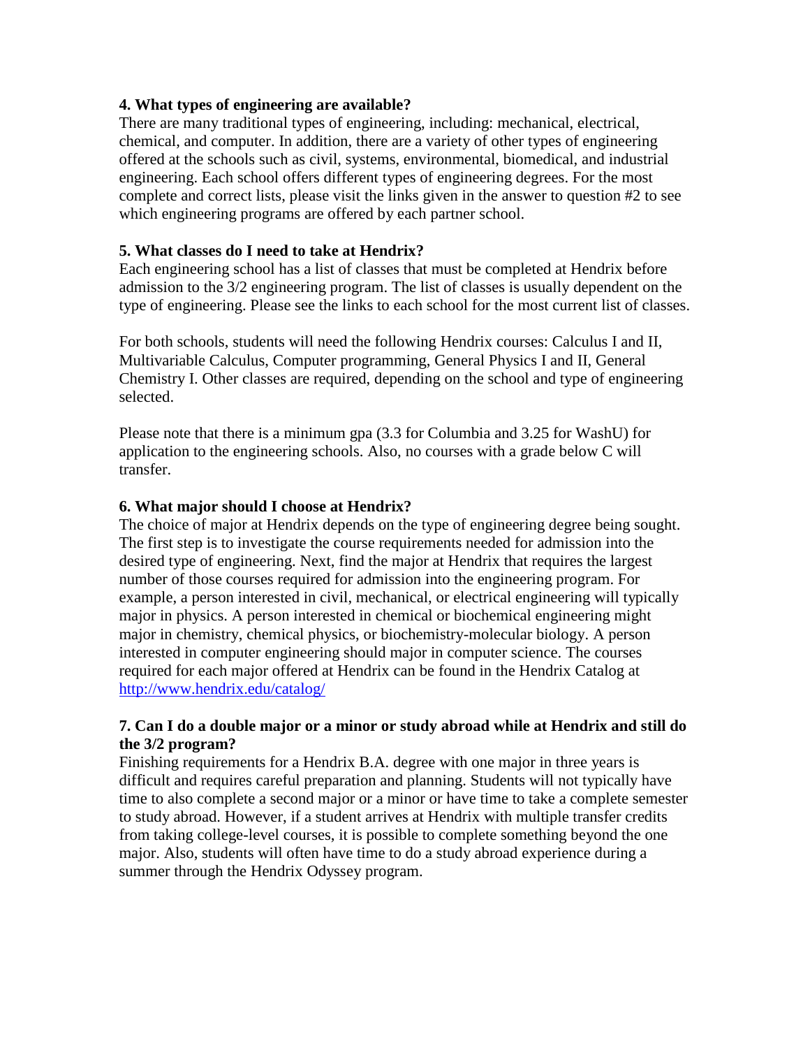**4. What types of engineering are available?**

There are many traditional types of engineering, including: mechanical, electrical, chemical, and computer. In addition, there are a variety of other types of engineering offered at the schools such as civil, systems, environmental, biomedical, and industrial engineering. Each school offers different types of engineering degrees. For the most complete and correct lists, please visit the links given in the answer to question #2 to see which engineering programs are offered by each partner school.

**5. What classes do I need to take at Hendrix?**

Each engineering school has a list of classes that must be completed at Hendrix before admission to the 3/2 engineering program. The list of classes is usually dependent on the type of engineering. Please see the links to each school for the most current list of classes.

For both schools, students will need the following Hendrix courses: Calculus I and II, Multivariable Calculus, Computer programming, General Physics I and II, General Chemistry I. Other classes are required, depending on the school and type of engineering selected.

Please note that there is a minimum gpa (3.3 for Columbia and 3.25 for WashU) for application to the engineering schools. Also, no courses with a grade below C will transfer.

**6. What major should I choose at Hendrix?**

The choice of major at Hendrix depends on the type of engineering degree being sought. The first step is to investigate the course requirements needed for admission into the desired type of engineering. Next, find the major at Hendrix that requires the largest number of those courses required for admission into the engineering program. For example, a person interested in civil, mechanical, or electrical engineering will typically major in physics. A person interested in chemical or biochemical engineering might major in chemistry, chemical physics, or biochemistry-molecular biology. A person interested in computer engineering should major in computer science. The courses required for each major offered at Hendrix can be found in the Hendrix Catalog at [http://www.hendrix.edu/catalog/](http://www.hendrix.edu/catalog/)

**7. Can I do a double major or a minor or study abroad while at Hendrix and still do the 3/2 program?**

Finishing requirements for a Hendrix B.A. degree with one major in three years is difficult and requires careful preparation and planning. Students will not typically have time to also complete a second major or a minor or have time to take a complete semester to study abroad. However, if a student arrives at Hendrix with multiple transfer credits from taking college-level courses, it is possible to complete something beyond the one major. Also, students will often have time to do a study abroad experience during a summer through the Hendrix Odyssey program.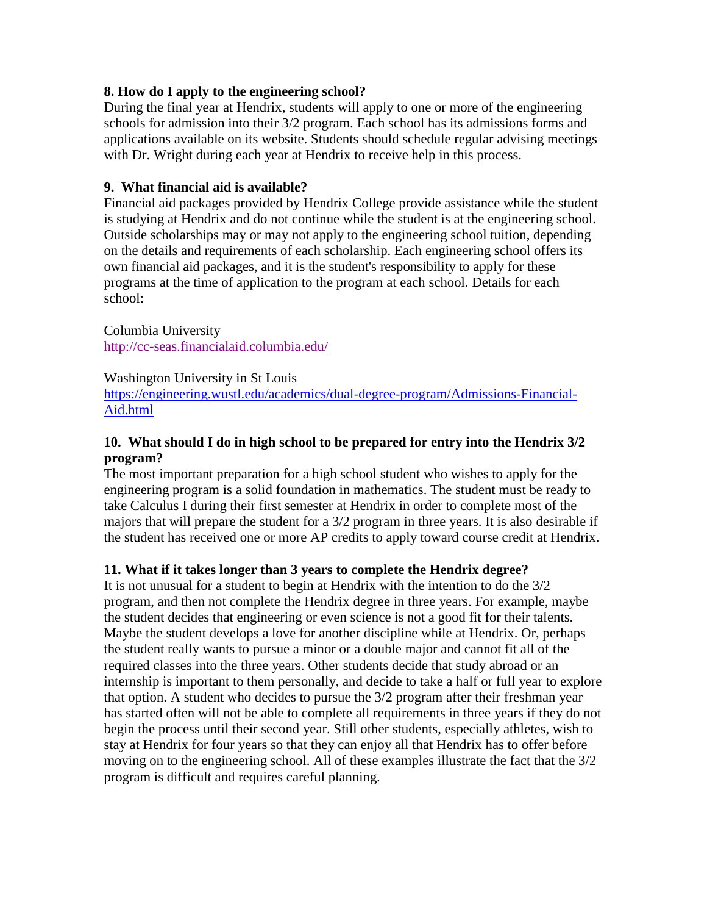**8. How do I apply to the engineering school?**

During the final year at Hendrix, students will apply to one or more of the engineering schools for admission into their 3/2 program. Each school has its admissions forms and applications available on its website. Students should schedule regular advising meetings with Dr. Wright during each year at Hendrix to receive help in this process.

**9. What financial aid is available?**

Financial aid packages provided by Hendrix College provide assistance while the student is studying at Hendrix and do not continue while the student is at the engineering school. Outside scholarships may or may not apply to the engineering school tuition, depending on the details and requirements of each scholarship. Each engineering school offers its own financial aid packages, and it is the student's responsibility to apply for these programs at the time of application to the program at each school. Details for each school:

Columbia University
http://cc-seas.financialaid.columbia.edu/

Washington University in St Louis
https://engineering.wustl.edu/academics/dual-degree-program/Admissions-Financial-Aid.html

**10. What should I do in high school to be prepared for entry into the Hendrix 3/2 program?**

The most important preparation for a high school student who wishes to apply for the engineering program is a solid foundation in mathematics. The student must be ready to take Calculus I during their first semester at Hendrix in order to complete most of the majors that will prepare the student for a 3/2 program in three years. It is also desirable if the student has received one or more AP credits to apply toward course credit at Hendrix.

**11. What if it takes longer than 3 years to complete the Hendrix degree?**

It is not unusual for a student to begin at Hendrix with the intention to do the 3/2 program, and then not complete the Hendrix degree in three years. For example, maybe the student decides that engineering or even science is not a good fit for their talents. Maybe the student develops a love for another discipline while at Hendrix. Or, perhaps the student really wants to pursue a minor or a double major and cannot fit all of the required classes into the three years. Other students decide that study abroad or an internship is important to them personally, and decide to take a half or full year to explore that option. A student who decides to pursue the 3/2 program after their freshman year has started often will not be able to complete all requirements in three years if they do not begin the process until their second year. Still other students, especially athletes, wish to stay at Hendrix for four years so that they can enjoy all that Hendrix has to offer before moving on to the engineering school. All of these examples illustrate the fact that the 3/2 program is difficult and requires careful planning.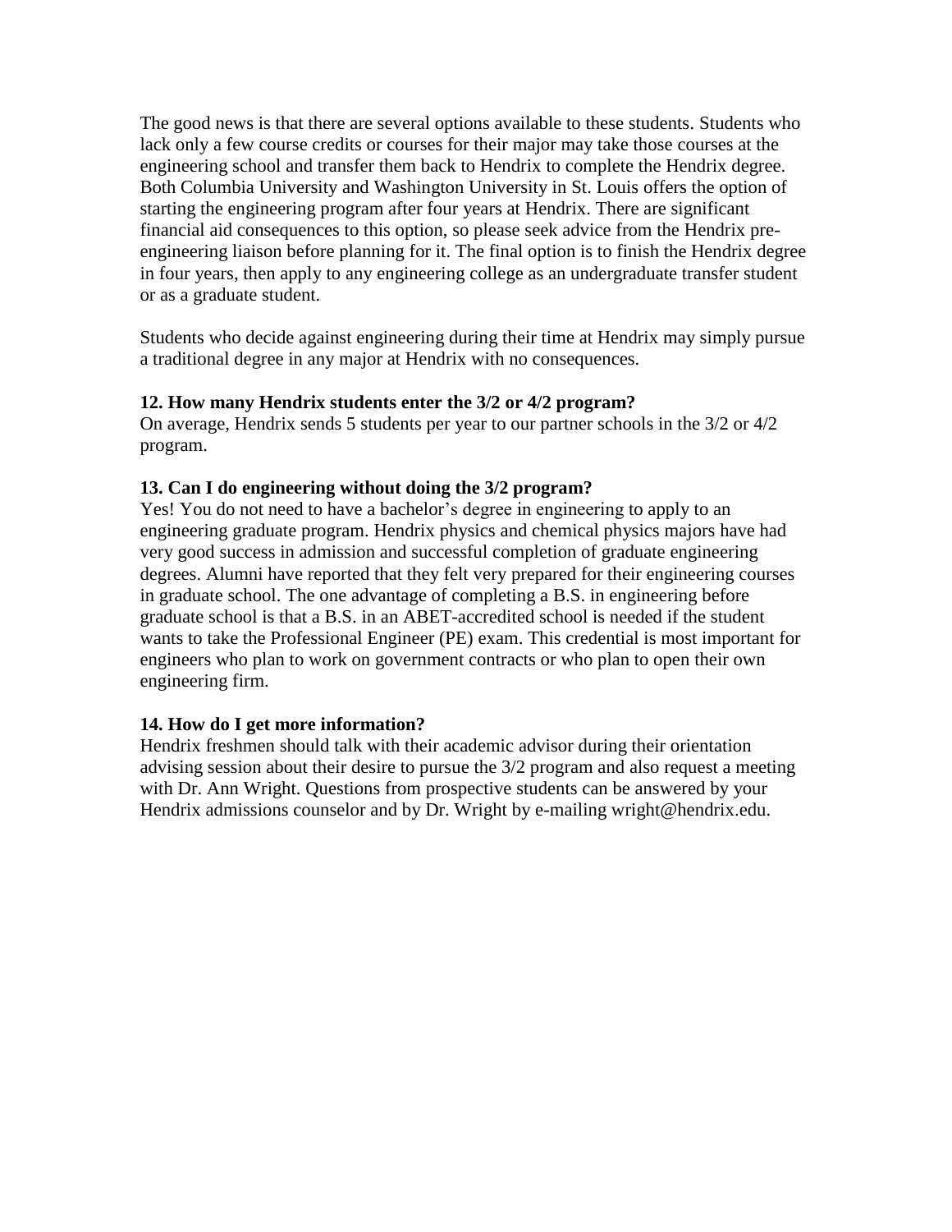The good news is that there are several options available to these students. Students who lack only a few course credits or courses for their major may take those courses at the engineering school and transfer them back to Hendrix to complete the Hendrix degree. Both Columbia University and Washington University in St. Louis offers the option of starting the engineering program after four years at Hendrix. There are significant financial aid consequences to this option, so please seek advice from the Hendrix pre-engineering liaison before planning for it. The final option is to finish the Hendrix degree in four years, then apply to any engineering college as an undergraduate transfer student or as a graduate student.

Students who decide against engineering during their time at Hendrix may simply pursue a traditional degree in any major at Hendrix with no consequences.

**12. How many Hendrix students enter the 3/2 or 4/2 program?**
On average, Hendrix sends 5 students per year to our partner schools in the 3/2 or 4/2 program.

**13. Can I do engineering without doing the 3/2 program?**
Yes! You do not need to have a bachelor's degree in engineering to apply to an engineering graduate program. Hendrix physics and chemical physics majors have had very good success in admission and successful completion of graduate engineering degrees. Alumni have reported that they felt very prepared for their engineering courses in graduate school. The one advantage of completing a B.S. in engineering before graduate school is that a B.S. in an ABET-accredited school is needed if the student wants to take the Professional Engineer (PE) exam. This credential is most important for engineers who plan to work on government contracts or who plan to open their own engineering firm.

**14. How do I get more information?**
Hendrix freshmen should talk with their academic advisor during their orientation advising session about their desire to pursue the 3/2 program and also request a meeting with Dr. Ann Wright. Questions from prospective students can be answered by your Hendrix admissions counselor and by Dr. Wright by e-mailing wright@hendrix.edu.